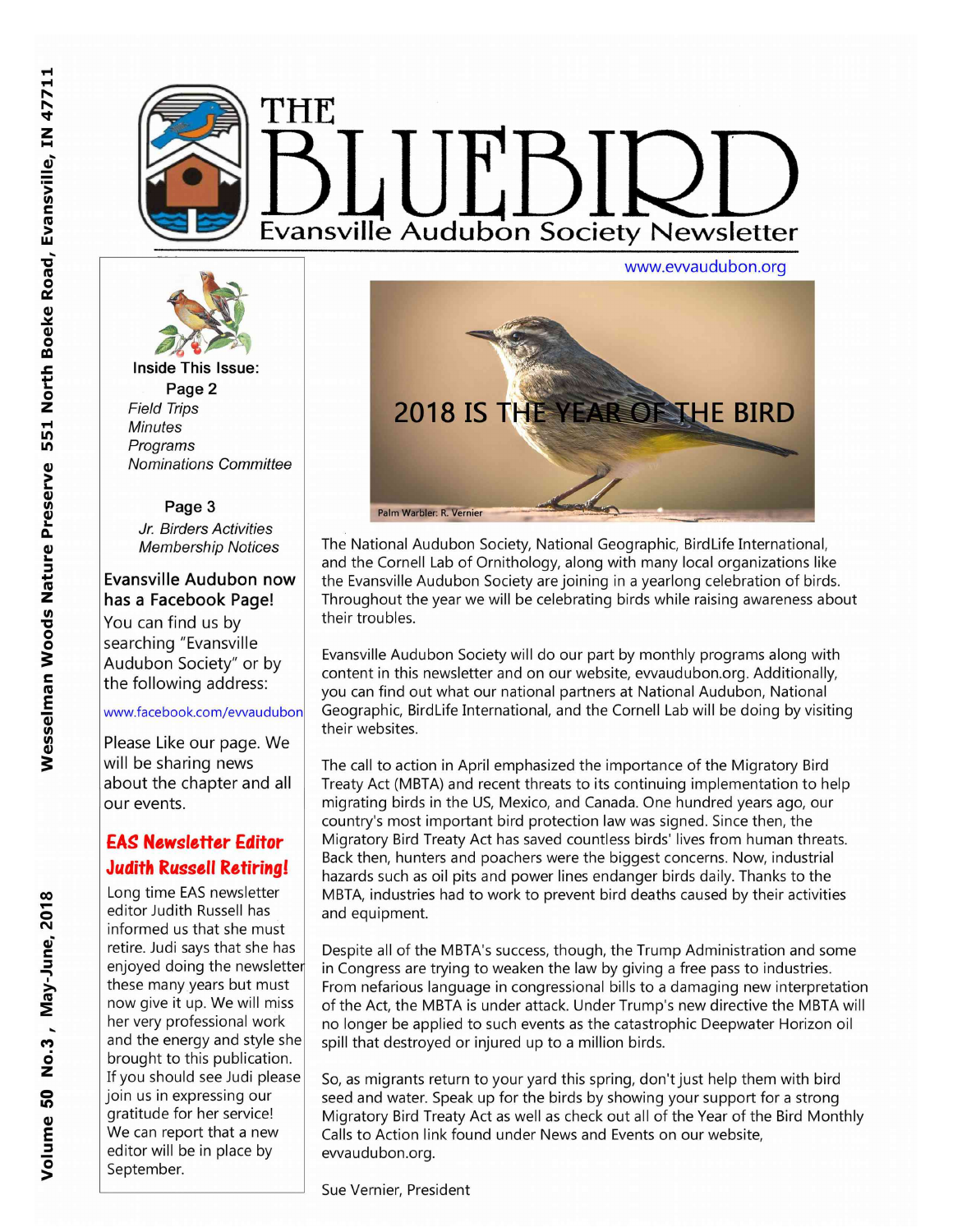# THE BLUEBIRD

## Evansville Audubon Society Newsletter

Wesselman Woods Nature Preserve 551 North Boeke Road, Evansville, IN 47711

Volume 50 No.3, May-June, 2018

www.evvaudubon.org

**Inside This Issue:**

Page 2
- *Field Trips*
- *Minutes*
- *Programs*
- *Nominations Committee*

Page 3
- *Jr. Birders Activities*
- *Membership Notices*

### Evansville Audubon now has a Facebook Page!

You can find us by searching "Evansville Audubon Society" or by the following address:

www.facebook.com/evvaudubon

Please Like our page. We will be sharing news about the chapter and all our events.

### EAS Newsletter Editor Judith Russell Retiring!

Long time EAS newsletter editor Judith Russell has informed us that she must retire. Judi says that she has enjoyed doing the newsletter these many years but must now give it up. We will miss her very professional work and the energy and style she brought to this publication. If you should see Judi please join us in expressing our gratitude for her service! We can report that a new editor will be in place by September.

## 2018 IS THE YEAR OF THE BIRD

Palm Warbler: R. Vernier

The National Audubon Society, National Geographic, BirdLife International, and the Cornell Lab of Ornithology, along with many local organizations like the Evansville Audubon Society are joining in a yearlong celebration of birds. Throughout the year we will be celebrating birds while raising awareness about their troubles.

Evansville Audubon Society will do our part by monthly programs along with content in this newsletter and on our website, evvaudubon.org. Additionally, you can find out what our national partners at National Audubon, National Geographic, BirdLife International, and the Cornell Lab will be doing by visiting their websites.

The call to action in April emphasized the importance of the Migratory Bird Treaty Act (MBTA) and recent threats to its continuing implementation to help migrating birds in the US, Mexico, and Canada. One hundred years ago, our country's most important bird protection law was signed. Since then, the Migratory Bird Treaty Act has saved countless birds' lives from human threats. Back then, hunters and poachers were the biggest concerns. Now, industrial hazards such as oil pits and power lines endanger birds daily. Thanks to the MBTA, industries had to work to prevent bird deaths caused by their activities and equipment.

Despite all of the MBTA's success, though, the Trump Administration and some in Congress are trying to weaken the law by giving a free pass to industries. From nefarious language in congressional bills to a damaging new interpretation of the Act, the MBTA is under attack. Under Trump's new directive the MBTA will no longer be applied to such events as the catastrophic Deepwater Horizon oil spill that destroyed or injured up to a million birds.

So, as migrants return to your yard this spring, don't just help them with bird seed and water. Speak up for the birds by showing your support for a strong Migratory Bird Treaty Act as well as check out all of the Year of the Bird Monthly Calls to Action link found under News and Events on our website, evvaudubon.org.

Sue Vernier, President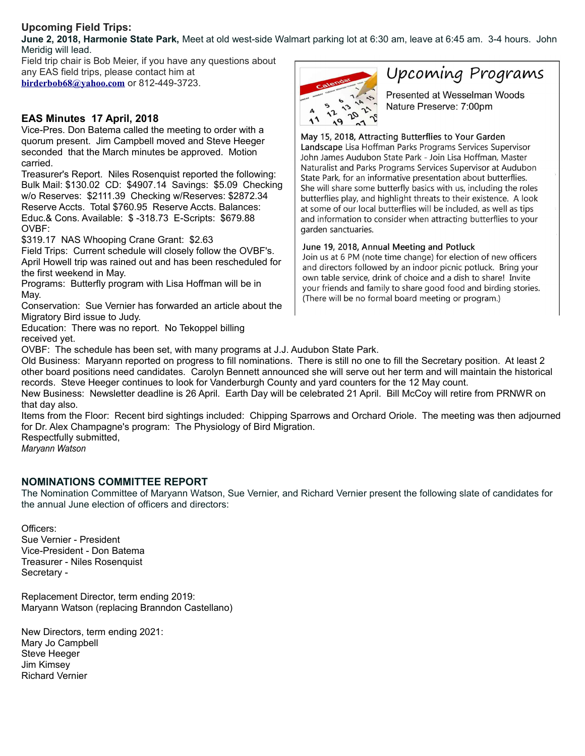## Upcoming Field Trips:

**June 2, 2018, Harmonie State Park,** Meet at old west-side Walmart parking lot at 6:30 am, leave at 6:45 am. 3-4 hours. John Meridig will lead.

Field trip chair is Bob Meier, if you have any questions about any EAS field trips, please contact him at **birderbob68@yahoo.com** or 812-449-3723.

## EAS Minutes 17 April, 2018

Vice-Pres. Don Batema called the meeting to order with a quorum present. Jim Campbell moved and Steve Heeger seconded that the March minutes be approved. Motion carried.

Treasurer's Report. Niles Rosenquist reported the following: Bulk Mail: $130.02 CD: $4907.14 Savings: $5.09 Checking w/o Reserves: $2111.39 Checking w/Reserves: $2872.34 Reserve Accts. Total $760.95 Reserve Accts. Balances: Educ.& Cons. Available: $ -318.73 E-Scripts: $679.88 OVBF: $319.17 NAS Whooping Crane Grant: $2.63

Field Trips: Current schedule will closely follow the OVBF's. April Howell trip was rained out and has been rescheduled for the first weekend in May.

Programs: Butterfly program with Lisa Hoffman will be in May.

Conservation: Sue Vernier has forwarded an article about the Migratory Bird issue to Judy.

Education: There was no report. No Tekoppel billing received yet.

OVBF: The schedule has been set, with many programs at J.J. Audubon State Park.

Old Business: Maryann reported on progress to fill nominations. There is still no one to fill the Secretary position. At least 2 other board positions need candidates. Carolyn Bennett announced she will serve out her term and will maintain the historical records. Steve Heeger continues to look for Vanderburgh County and yard counters for the 12 May count.

New Business: Newsletter deadline is 26 April. Earth Day will be celebrated 21 April. Bill McCoy will retire from PRNWR on that day also.

Items from the Floor: Recent bird sightings included: Chipping Sparrows and Orchard Oriole. The meeting was then adjourned for Dr. Alex Champagne's program: The Physiology of Bird Migration.

Respectfully submitted,
*Maryann Watson*

## Upcoming Programs

Presented at Wesselman Woods Nature Preserve: 7:00pm

**May 15, 2018, Attracting Butterflies to Your Garden Landscape** Lisa Hoffman Parks Programs Services Supervisor John James Audubon State Park - Join Lisa Hoffman, Master Naturalist and Parks Programs Services Supervisor at Audubon State Park, for an informative presentation about butterflies. She will share some butterfly basics with us, including the roles butterflies play, and highlight threats to their existence. A look at some of our local butterflies will be included, as well as tips and information to consider when attracting butterflies to your garden sanctuaries.

**June 19, 2018, Annual Meeting and Potluck**
Join us at 6 PM (note time change) for election of new officers and directors followed by an indoor picnic potluck. Bring your own table service, drink of choice and a dish to share! Invite your friends and family to share good food and birding stories. (There will be no formal board meeting or program.)

## NOMINATIONS COMMITTEE REPORT

The Nomination Committee of Maryann Watson, Sue Vernier, and Richard Vernier present the following slate of candidates for the annual June election of officers and directors:

Officers:
Sue Vernier - President
Vice-President - Don Batema
Treasurer - Niles Rosenquist
Secretary -

Replacement Director, term ending 2019:
Maryann Watson (replacing Branndon Castellano)

New Directors, term ending 2021:
Mary Jo Campbell
Steve Heeger
Jim Kimsey
Richard Vernier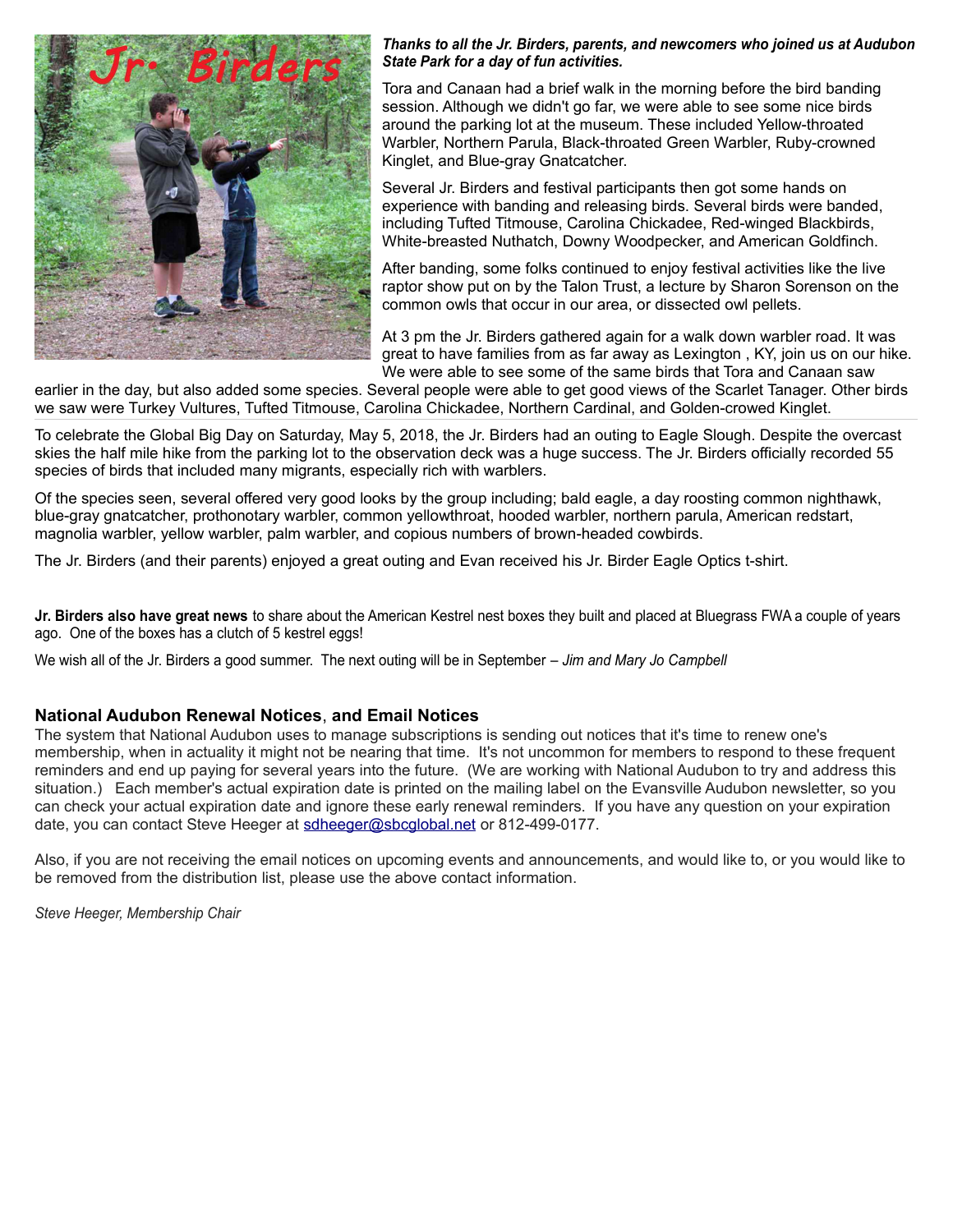## Jr. Birders

***Thanks to all the Jr. Birders, parents, and newcomers who joined us at Audubon State Park for a day of fun activities.***

Tora and Canaan had a brief walk in the morning before the bird banding session. Although we didn't go far, we were able to see some nice birds around the parking lot at the museum. These included Yellow-throated Warbler, Northern Parula, Black-throated Green Warbler, Ruby-crowned Kinglet, and Blue-gray Gnatcatcher.

Several Jr. Birders and festival participants then got some hands on experience with banding and releasing birds. Several birds were banded, including Tufted Titmouse, Carolina Chickadee, Red-winged Blackbirds, White-breasted Nuthatch, Downy Woodpecker, and American Goldfinch.

After banding, some folks continued to enjoy festival activities like the live raptor show put on by the Talon Trust, a lecture by Sharon Sorenson on the common owls that occur in our area, or dissected owl pellets.

At 3 pm the Jr. Birders gathered again for a walk down warbler road. It was great to have families from as far away as Lexington , KY, join us on our hike. We were able to see some of the same birds that Tora and Canaan saw earlier in the day, but also added some species. Several people were able to get good views of the Scarlet Tanager. Other birds we saw were Turkey Vultures, Tufted Titmouse, Carolina Chickadee, Northern Cardinal, and Golden-crowed Kinglet.

---

To celebrate the Global Big Day on Saturday, May 5, 2018, the Jr. Birders had an outing to Eagle Slough. Despite the overcast skies the half mile hike from the parking lot to the observation deck was a huge success. The Jr. Birders officially recorded 55 species of birds that included many migrants, especially rich with warblers.

Of the species seen, several offered very good looks by the group including; bald eagle, a day roosting common nighthawk, blue-gray gnatcatcher, prothonotary warbler, common yellowthroat, hooded warbler, northern parula, American redstart, magnolia warbler, yellow warbler, palm warbler, and copious numbers of brown-headed cowbirds.

The Jr. Birders (and their parents) enjoyed a great outing and Evan received his Jr. Birder Eagle Optics t-shirt.

**Jr. Birders also have great news** to share about the American Kestrel nest boxes they built and placed at Bluegrass FWA a couple of years ago. One of the boxes has a clutch of 5 kestrel eggs!

We wish all of the Jr. Birders a good summer. The next outing will be in September – *Jim and Mary Jo Campbell*

### National Audubon Renewal Notices, and Email Notices

The system that National Audubon uses to manage subscriptions is sending out notices that it's time to renew one's membership, when in actuality it might not be nearing that time. It's not uncommon for members to respond to these frequent reminders and end up paying for several years into the future. (We are working with National Audubon to try and address this situation.) Each member's actual expiration date is printed on the mailing label on the Evansville Audubon newsletter, so you can check your actual expiration date and ignore these early renewal reminders. If you have any question on your expiration date, you can contact Steve Heeger at sdheeger@sbcglobal.net or 812-499-0177.

Also, if you are not receiving the email notices on upcoming events and announcements, and would like to, or you would like to be removed from the distribution list, please use the above contact information.

*Steve Heeger, Membership Chair*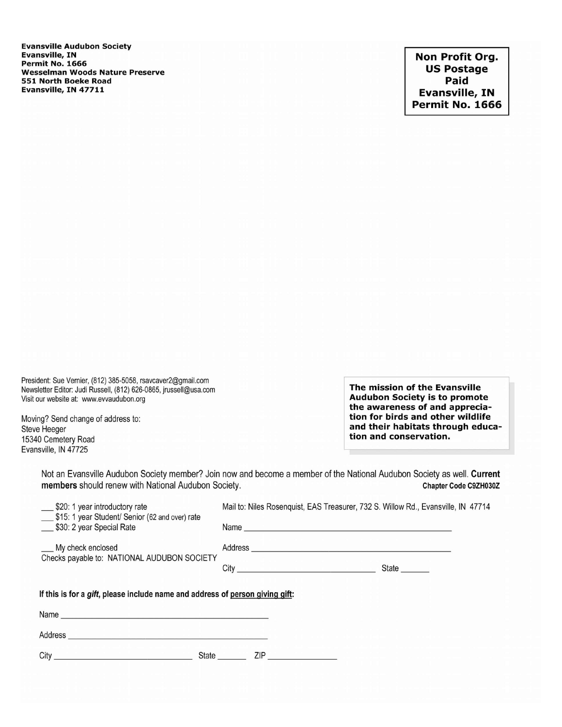**Evansville Audubon Society**
**Evansville, IN**
**Permit No. 1666**
**Wesselman Woods Nature Preserve**
**551 North Boeke Road**
**Evansville, IN 47711**

**Non Profit Org.**
**US Postage**
**Paid**
**Evansville, IN**
**Permit No. 1666**

President: Sue Vernier, (812) 385-5058, rsavcaver2@gmail.com
Newsletter Editor: Judi Russell, (812) 626-0865, jrussell@usa.com
Visit our website at: www.evvaudubon.org

Moving? Send change of address to:
Steve Heeger
15340 Cemetery Road
Evansville, IN 47725

**The mission of the Evansville Audubon Society is to promote the awareness of and appreciation for birds and other wildlife and their habitats through education and conservation.**

Not an Evansville Audubon Society member? Join now and become a member of the National Audubon Society as well. **Current members** should renew with National Audubon Society. **Chapter Code C9ZH030Z**

___ $20: 1 year introductory rate
___ $15: 1 year Student/ Senior (62 and over) rate
___ $30: 2 year Special Rate

___ My check enclosed
Checks payable to: NATIONAL AUDUBON SOCIETY

Mail to: Niles Rosenquist, EAS Treasurer, 732 S. Willow Rd., Evansville, IN 47714

Name ______________________________________________

Address ____________________________________________

City ______________________________ State ______

**If this is for a *gift*, please include name and address of person giving gift:**

Name ______________________________________________

Address ____________________________________________

City ______________________________ State ______ ZIP ______________